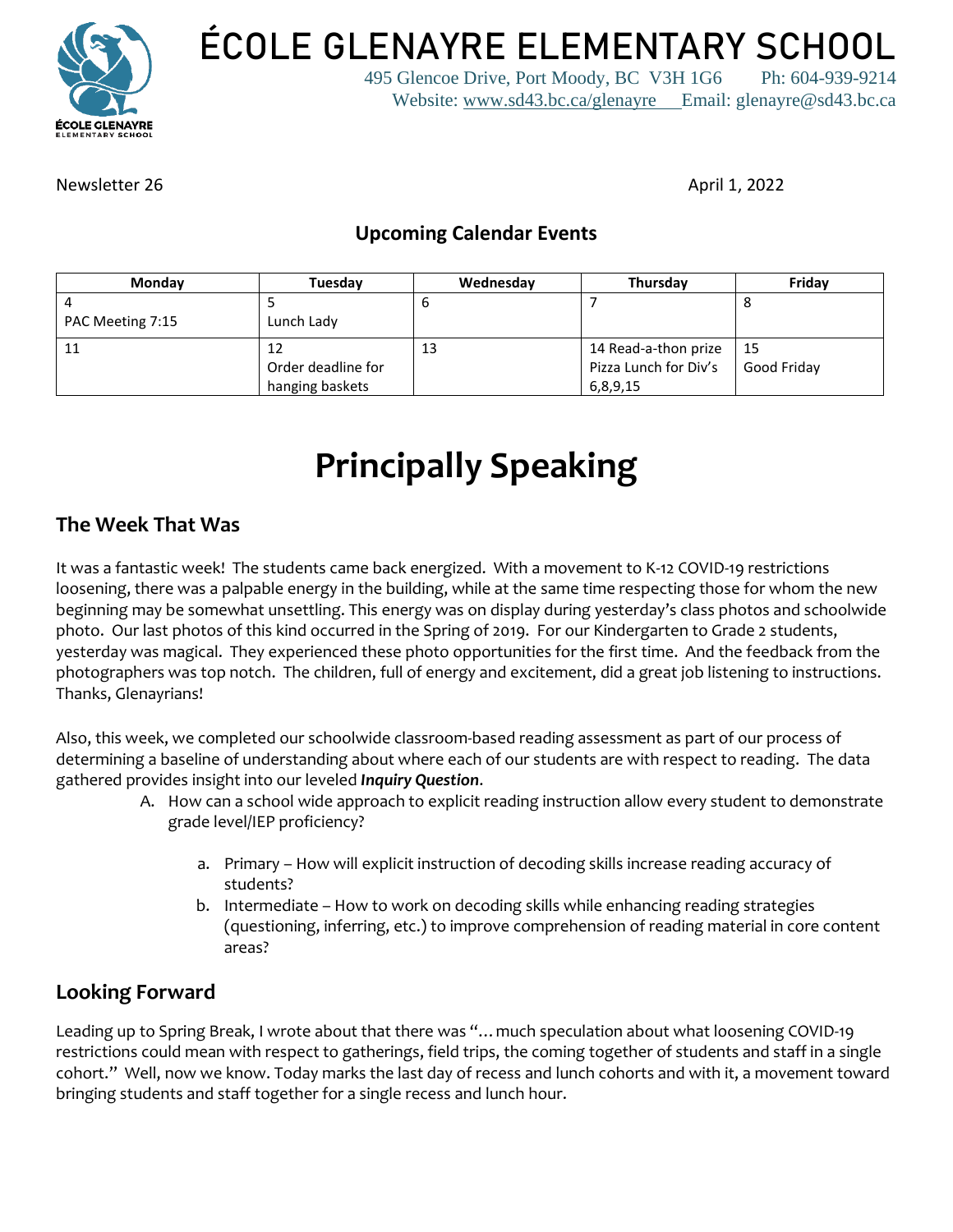# ÉCOLE GLENAYRE ELEMENTARY SCHOOL

495 Glencoe Drive, Port Moody, BC V3H 1G6 Ph: 604-939-9214
Website: www.sd43.bc.ca/glenayre Email: glenayre@sd43.bc.ca

Newsletter 26 April 1, 2022

### Upcoming Calendar Events

| Monday | Tuesday | Wednesday | Thursday | Friday |
|---|---|---|---|---|
| 4<br>PAC Meeting 7:15 | 5<br>Lunch Lady | 6 | 7 | 8 |
| 11 | 12<br>Order deadline for hanging baskets | 13 | 14 Read-a-thon prize Pizza Lunch for Div's 6,8,9,15 | 15<br>Good Friday |

# Principally Speaking

## The Week That Was

It was a fantastic week! The students came back energized. With a movement to K-12 COVID-19 restrictions loosening, there was a palpable energy in the building, while at the same time respecting those for whom the new beginning may be somewhat unsettling. This energy was on display during yesterday's class photos and schoolwide photo. Our last photos of this kind occurred in the Spring of 2019. For our Kindergarten to Grade 2 students, yesterday was magical. They experienced these photo opportunities for the first time. And the feedback from the photographers was top notch. The children, full of energy and excitement, did a great job listening to instructions. Thanks, Glenayrians!

Also, this week, we completed our schoolwide classroom-based reading assessment as part of our process of determining a baseline of understanding about where each of our students are with respect to reading. The data gathered provides insight into our leveled ***Inquiry Question***.

A. How can a school wide approach to explicit reading instruction allow every student to demonstrate grade level/IEP proficiency?

   a. Primary – How will explicit instruction of decoding skills increase reading accuracy of students?
   b. Intermediate – How to work on decoding skills while enhancing reading strategies (questioning, inferring, etc.) to improve comprehension of reading material in core content areas?

## Looking Forward

Leading up to Spring Break, I wrote about that there was "…much speculation about what loosening COVID-19 restrictions could mean with respect to gatherings, field trips, the coming together of students and staff in a single cohort." Well, now we know. Today marks the last day of recess and lunch cohorts and with it, a movement toward bringing students and staff together for a single recess and lunch hour.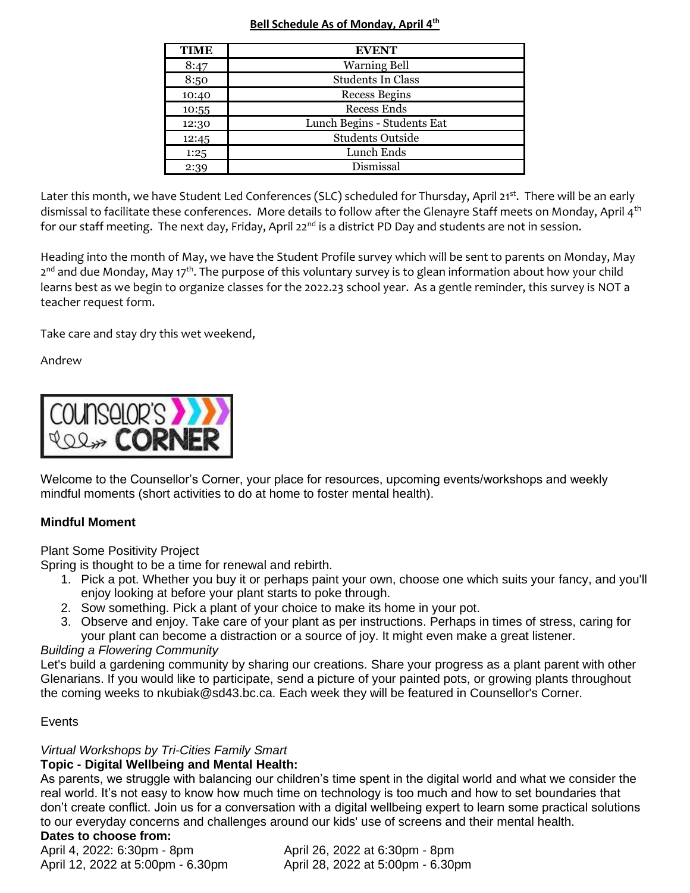**Bell Schedule As of Monday, April 4th**

| TIME | EVENT |
|---|---|
| 8:47 | Warning Bell |
| 8:50 | Students In Class |
| 10:40 | Recess Begins |
| 10:55 | Recess Ends |
| 12:30 | Lunch Begins - Students Eat |
| 12:45 | Students Outside |
| 1:25 | Lunch Ends |
| 2:39 | Dismissal |

Later this month, we have Student Led Conferences (SLC) scheduled for Thursday, April 21st. There will be an early dismissal to facilitate these conferences. More details to follow after the Glenayre Staff meets on Monday, April 4th for our staff meeting. The next day, Friday, April 22nd is a district PD Day and students are not in session.

Heading into the month of May, we have the Student Profile survey which will be sent to parents on Monday, May 2nd and due Monday, May 17th. The purpose of this voluntary survey is to glean information about how your child learns best as we begin to organize classes for the 2022.23 school year. As a gentle reminder, this survey is NOT a teacher request form.

Take care and stay dry this wet weekend,

Andrew

## COUNSELOR'S CORNER

Welcome to the Counsellor's Corner, your place for resources, upcoming events/workshops and weekly mindful moments (short activities to do at home to foster mental health).

**Mindful Moment**

Plant Some Positivity Project

Spring is thought to be a time for renewal and rebirth.

1. Pick a pot. Whether you buy it or perhaps paint your own, choose one which suits your fancy, and you'll enjoy looking at before your plant starts to poke through.
2. Sow something. Pick a plant of your choice to make its home in your pot.
3. Observe and enjoy. Take care of your plant as per instructions. Perhaps in times of stress, caring for your plant can become a distraction or a source of joy. It might even make a great listener.

*Building a Flowering Community*

Let's build a gardening community by sharing our creations. Share your progress as a plant parent with other Glenarians. If you would like to participate, send a picture of your painted pots, or growing plants throughout the coming weeks to nkubiak@sd43.bc.ca. Each week they will be featured in Counsellor's Corner.

Events

*Virtual Workshops by Tri-Cities Family Smart*

**Topic - Digital Wellbeing and Mental Health:**

As parents, we struggle with balancing our children's time spent in the digital world and what we consider the real world. It's not easy to know how much time on technology is too much and how to set boundaries that don't create conflict. Join us for a conversation with a digital wellbeing expert to learn some practical solutions to our everyday concerns and challenges around our kids' use of screens and their mental health.

**Dates to choose from:**

April 4, 2022: 6:30pm - 8pm

April 12, 2022 at 5:00pm - 6.30pm

April 26, 2022 at 6:30pm - 8pm

April 28, 2022 at 5:00pm - 6.30pm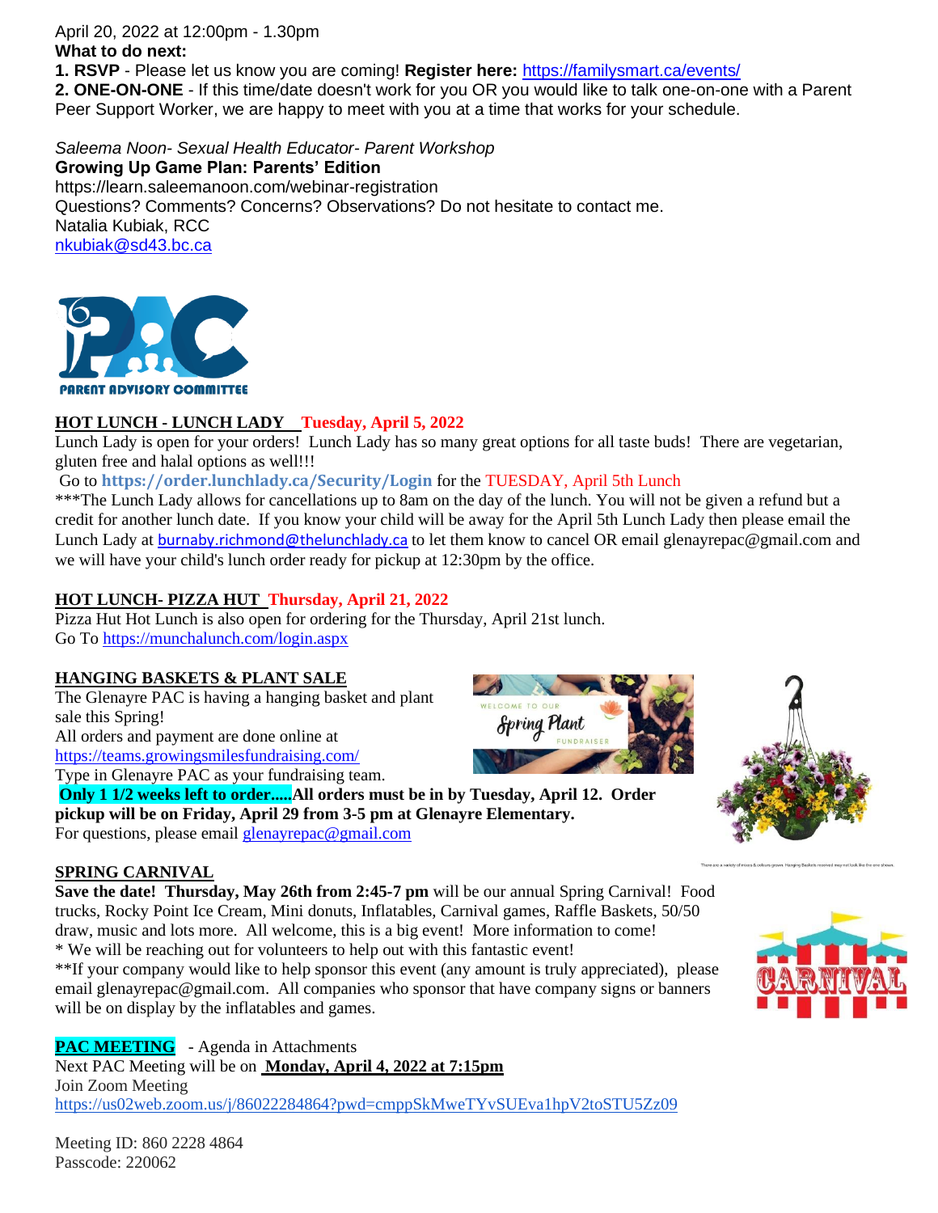April 20, 2022 at 12:00pm - 1.30pm

**What to do next:**

**1. RSVP** - Please let us know you are coming! **Register here:** https://familysmart.ca/events/

**2. ONE-ON-ONE** - If this time/date doesn't work for you OR you would like to talk one-on-one with a Parent Peer Support Worker, we are happy to meet with you at a time that works for your schedule.

*Saleema Noon- Sexual Health Educator- Parent Workshop*

**Growing Up Game Plan: Parents' Edition**

https://learn.saleemanoon.com/webinar-registration

Questions? Comments? Concerns? Observations? Do not hesitate to contact me.

Natalia Kubiak, RCC

nkubiak@sd43.bc.ca

PARENT ADVISORY COMMITTEE

**HOT LUNCH - LUNCH LADY Tuesday, April 5, 2022**

Lunch Lady is open for your orders! Lunch Lady has so many great options for all taste buds! There are vegetarian, gluten free and halal options as well!!!

Go to **https://order.lunchlady.ca/Security/Login** for the TUESDAY, April 5th Lunch

***The Lunch Lady allows for cancellations up to 8am on the day of the lunch. You will not be given a refund but a credit for another lunch date. If you know your child will be away for the April 5th Lunch Lady then please email the Lunch Lady at burnaby.richmond@thelunchlady.ca to let them know to cancel OR email glenayrepac@gmail.com and we will have your child's lunch order ready for pickup at 12:30pm by the office.

**HOT LUNCH- PIZZA HUT Thursday, April 21, 2022**

Pizza Hut Hot Lunch is also open for ordering for the Thursday, April 21st lunch.

Go To https://munchalunch.com/login.aspx

**HANGING BASKETS & PLANT SALE**

The Glenayre PAC is having a hanging basket and plant sale this Spring!

All orders and payment are done online at https://teams.growingsmilesfundraising.com/

Type in Glenayre PAC as your fundraising team.

**Only 1 1/2 weeks left to order.....All orders must be in by Tuesday, April 12. Order pickup will be on Friday, April 29 from 3-5 pm at Glenayre Elementary.**

For questions, please email glenayrepac@gmail.com

**SPRING CARNIVAL**

**Save the date! Thursday, May 26th from 2:45-7 pm** will be our annual Spring Carnival! Food trucks, Rocky Point Ice Cream, Mini donuts, Inflatables, Carnival games, Raffle Baskets, 50/50 draw, music and lots more. All welcome, this is a big event! More information to come!

* We will be reaching out for volunteers to help out with this fantastic event!

**If your company would like to help sponsor this event (any amount is truly appreciated), please email glenayrepac@gmail.com. All companies who sponsor that have company signs or banners will be on display by the inflatables and games.

**PAC MEETING** - Agenda in Attachments

Next PAC Meeting will be on **Monday, April 4, 2022 at 7:15pm**

Join Zoom Meeting

https://us02web.zoom.us/j/86022284864?pwd=cmppSkMweTYvSUEva1hpV2toSTU5Zz09

Meeting ID: 860 2228 4864

Passcode: 220062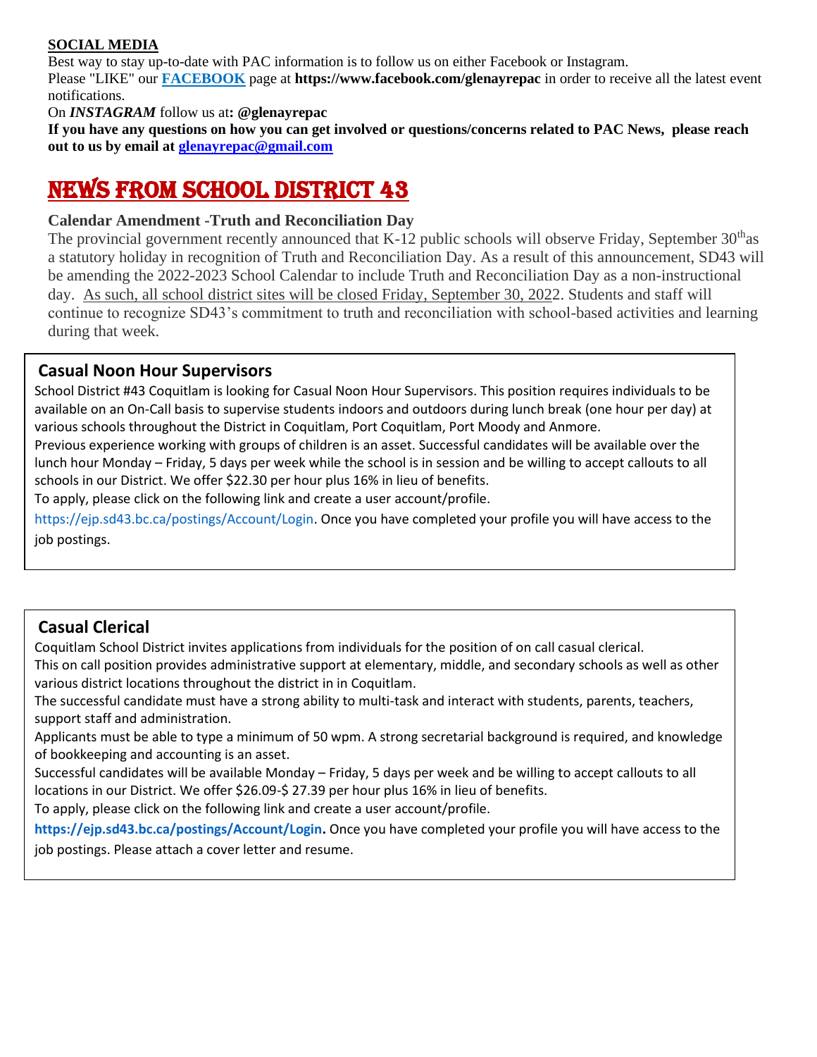**SOCIAL MEDIA**

Best way to stay up-to-date with PAC information is to follow us on either Facebook or Instagram.

Please "LIKE" our **FACEBOOK** page at **https://www.facebook.com/glenayrepac** in order to receive all the latest event notifications.

On ***INSTAGRAM*** follow us at**: @glenayrepac**

**If you have any questions on how you can get involved or questions/concerns related to PAC News, please reach out to us by email at glenayrepac@gmail.com**

# NEWS FROM SCHOOL DISTRICT 43

### Calendar Amendment -Truth and Reconciliation Day

The provincial government recently announced that K-12 public schools will observe Friday, September 30th as a statutory holiday in recognition of Truth and Reconciliation Day. As a result of this announcement, SD43 will be amending the 2022-2023 School Calendar to include Truth and Reconciliation Day as a non-instructional day. As such, all school district sites will be closed Friday, September 30, 2022. Students and staff will continue to recognize SD43's commitment to truth and reconciliation with school-based activities and learning during that week.

### Casual Noon Hour Supervisors

School District #43 Coquitlam is looking for Casual Noon Hour Supervisors. This position requires individuals to be available on an On-Call basis to supervise students indoors and outdoors during lunch break (one hour per day) at various schools throughout the District in Coquitlam, Port Coquitlam, Port Moody and Anmore.

Previous experience working with groups of children is an asset. Successful candidates will be available over the lunch hour Monday – Friday, 5 days per week while the school is in session and be willing to accept callouts to all schools in our District. We offer $22.30 per hour plus 16% in lieu of benefits.

To apply, please click on the following link and create a user account/profile.

https://ejp.sd43.bc.ca/postings/Account/Login. Once you have completed your profile you will have access to the job postings.

### Casual Clerical

Coquitlam School District invites applications from individuals for the position of on call casual clerical.

This on call position provides administrative support at elementary, middle, and secondary schools as well as other various district locations throughout the district in in Coquitlam.

The successful candidate must have a strong ability to multi-task and interact with students, parents, teachers, support staff and administration.

Applicants must be able to type a minimum of 50 wpm. A strong secretarial background is required, and knowledge of bookkeeping and accounting is an asset.

Successful candidates will be available Monday – Friday, 5 days per week and be willing to accept callouts to all locations in our District. We offer $26.09-$ 27.39 per hour plus 16% in lieu of benefits.

To apply, please click on the following link and create a user account/profile.

**https://ejp.sd43.bc.ca/postings/Account/Login.** Once you have completed your profile you will have access to the job postings. Please attach a cover letter and resume.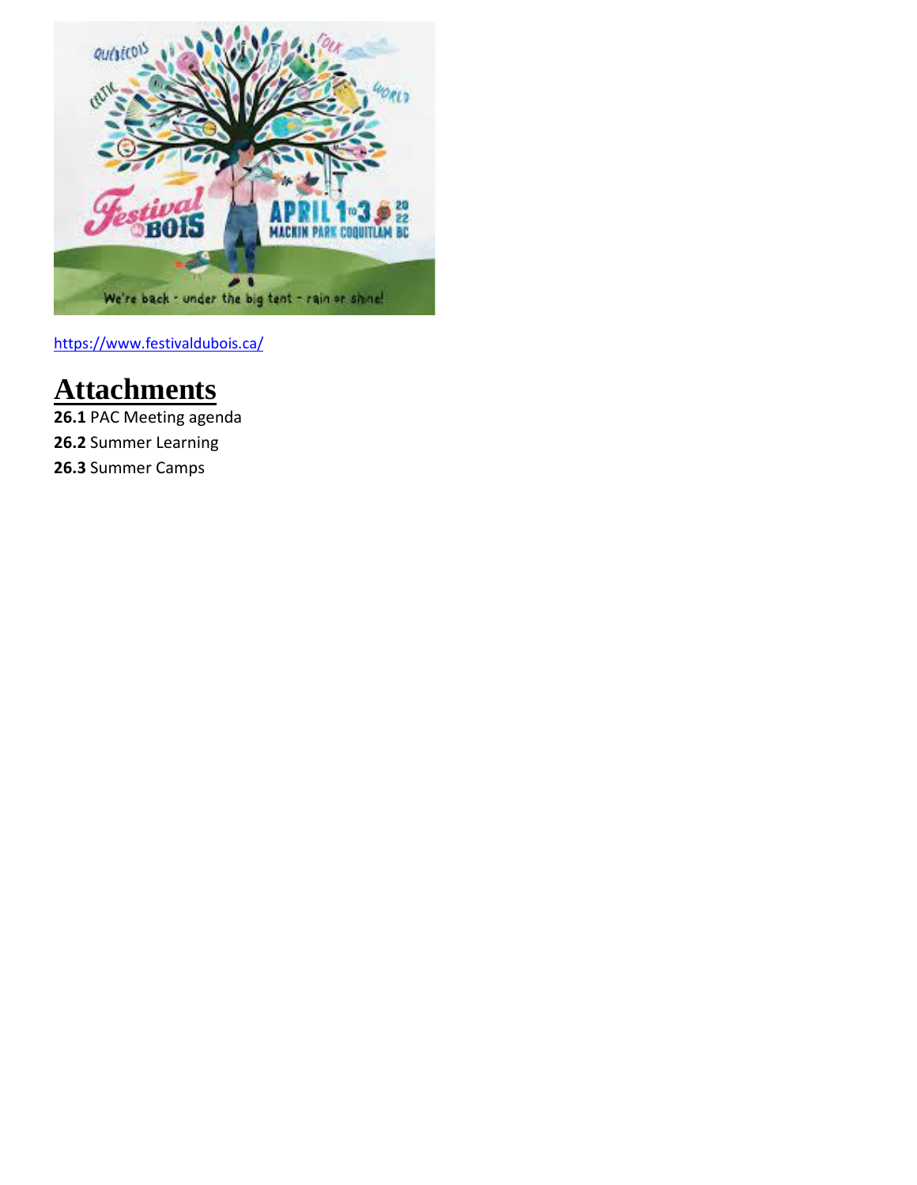https://www.festivaldubois.ca/

# Attachments

**26.1** PAC Meeting agenda
**26.2** Summer Learning
**26.3** Summer Camps